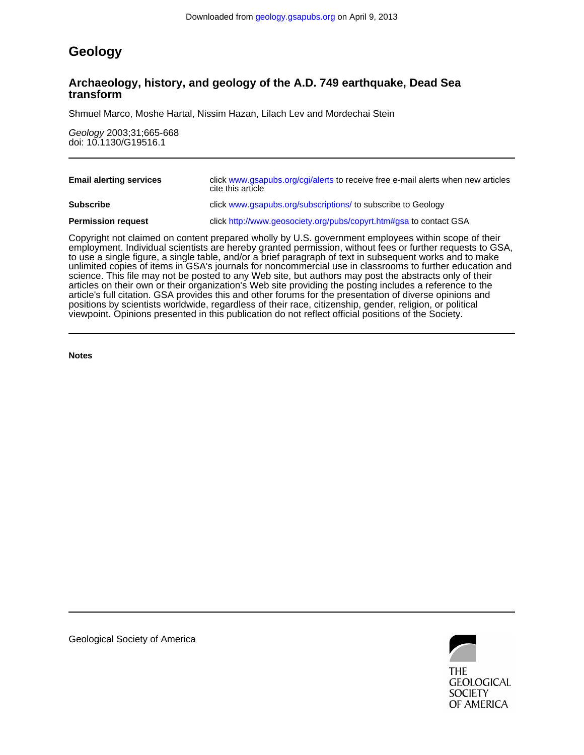Downloaded from geology.gsapubs.org on April 9, 2013

# Geology

## Archaeology, history, and geology of the A.D. 749 earthquake, Dead Sea transform

Shmuel Marco, Moshe Hartal, Nissim Hazan, Lilach Lev and Mordechai Stein

*Geology* 2003;31;665-668
doi: 10.1130/G19516.1

---

| | |
|---|---|
| **Email alerting services** | click www.gsapubs.org/cgi/alerts to receive free e-mail alerts when new articles cite this article |
| **Subscribe** | click www.gsapubs.org/subscriptions/ to subscribe to Geology |
| **Permission request** | click http://www.geosociety.org/pubs/copyrt.htm#gsa to contact GSA |

Copyright not claimed on content prepared wholly by U.S. government employees within scope of their employment. Individual scientists are hereby granted permission, without fees or further requests to GSA, to use a single figure, a single table, and/or a brief paragraph of text in subsequent works and to make unlimited copies of items in GSA's journals for noncommercial use in classrooms to further education and science. This file may not be posted to any Web site, but authors may post the abstracts only of their articles on their own or their organization's Web site providing the posting includes a reference to the article's full citation. GSA provides this and other forums for the presentation of diverse opinions and positions by scientists worldwide, regardless of their race, citizenship, gender, religion, or political viewpoint. Opinions presented in this publication do not reflect official positions of the Society.

---

**Notes**

---

Geological Society of America

THE GEOLOGICAL SOCIETY OF AMERICA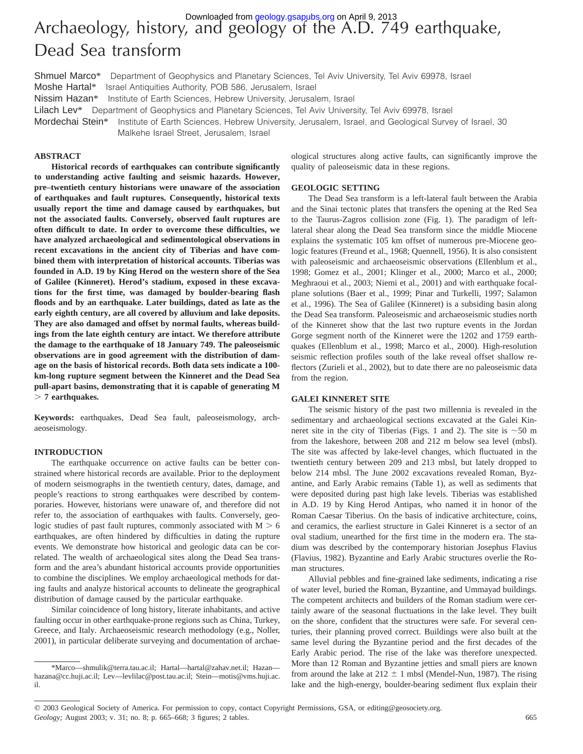# Archaeology, history, and geology of the A.D. 749 earthquake, Dead Sea transform

Shmuel Marco* Department of Geophysics and Planetary Sciences, Tel Aviv University, Tel Aviv 69978, Israel
Moshe Hartal* Israel Antiquities Authority, POB 586, Jerusalem, Israel
Nissim Hazan* Institute of Earth Sciences, Hebrew University, Jerusalem, Israel
Lilach Lev* Department of Geophysics and Planetary Sciences, Tel Aviv University, Tel Aviv 69978, Israel
Mordechai Stein* Institute of Earth Sciences, Hebrew University, Jerusalem, Israel, and Geological Survey of Israel, 30 Malkehe Israel Street, Jerusalem, Israel

## ABSTRACT

**Historical records of earthquakes can contribute significantly to understanding active faulting and seismic hazards. However, pre–twentieth century historians were unaware of the association of earthquakes and fault ruptures. Consequently, historical texts usually report the time and damage caused by earthquakes, but not the associated faults. Conversely, observed fault ruptures are often difficult to date. In order to overcome these difficulties, we have analyzed archaeological and sedimentological observations in recent excavations in the ancient city of Tiberias and have combined them with interpretation of historical accounts. Tiberias was founded in A.D. 19 by King Herod on the western shore of the Sea of Galilee (Kinneret). Herod's stadium, exposed in these excavations for the first time, was damaged by boulder-bearing flash floods and by an earthquake. Later buildings, dated as late as the early eighth century, are all covered by alluvium and lake deposits. They are also damaged and offset by normal faults, whereas buildings from the late eighth century are intact. We therefore attribute the damage to the earthquake of 18 January 749. The paleoseismic observations are in good agreement with the distribution of damage on the basis of historical records. Both data sets indicate a 100-km-long rupture segment between the Kinneret and the Dead Sea pull-apart basins, demonstrating that it is capable of generating M > 7 earthquakes.**

**Keywords:** earthquakes, Dead Sea fault, paleoseismology, archaeoseismology.

## INTRODUCTION

The earthquake occurrence on active faults can be better constrained where historical records are available. Prior to the deployment of modern seismographs in the twentieth century, dates, damage, and people's reactions to strong earthquakes were described by contemporaries. However, historians were unaware of, and therefore did not refer to, the association of earthquakes with faults. Conversely, geologic studies of past fault ruptures, commonly associated with M > 6 earthquakes, are often hindered by difficulties in dating the rupture events. We demonstrate how historical and geologic data can be correlated. The wealth of archaeological sites along the Dead Sea transform and the area's abundant historical accounts provide opportunities to combine the disciplines. We employ archaeological methods for dating faults and analyze historical accounts to delineate the geographical distribution of damage caused by the particular earthquake.

Similar coincidence of long history, literate inhabitants, and active faulting occur in other earthquake-prone regions such as China, Turkey, Greece, and Italy. Archaeoseismic research methodology (e.g., Noller, 2001), in particular deliberate surveying and documentation of archaeological structures along active faults, can significantly improve the quality of paleoseismic data in these regions.

## GEOLOGIC SETTING

The Dead Sea transform is a left-lateral fault between the Arabia and the Sinai tectonic plates that transfers the opening at the Red Sea to the Taurus-Zagros collision zone (Fig. 1). The paradigm of left-lateral shear along the Dead Sea transform since the middle Miocene explains the systematic 105 km offset of numerous pre-Miocene geologic features (Freund et al., 1968; Quennell, 1956). It is also consistent with paleoseismic and archaeoseismic observations (Ellenblum et al., 1998; Gomez et al., 2001; Klinger et al., 2000; Marco et al., 2000; Meghraoui et al., 2003; Niemi et al., 2001) and with earthquake focal-plane solutions (Baer et al., 1999; Pinar and Turkelli, 1997; Salamon et al., 1996). The Sea of Galilee (Kinneret) is a subsiding basin along the Dead Sea transform. Paleoseismic and archaeoseismic studies north of the Kinneret show that the last two rupture events in the Jordan Gorge segment north of the Kinneret were the 1202 and 1759 earthquakes (Ellenblum et al., 1998; Marco et al., 2000). High-resolution seismic reflection profiles south of the lake reveal offset shallow reflectors (Zurieli et al., 2002), but to date there are no paleoseismic data from the region.

## GALEI KINNERET SITE

The seismic history of the past two millennia is revealed in the sedimentary and archaeological sections excavated at the Galei Kinneret site in the city of Tiberias (Figs. 1 and 2). The site is ~50 m from the lakeshore, between 208 and 212 m below sea level (mbsl). The site was affected by lake-level changes, which fluctuated in the twentieth century between 209 and 213 mbsl, but lately dropped to below 214 mbsl. The June 2002 excavations revealed Roman, Byzantine, and Early Arabic remains (Table 1), as well as sediments that were deposited during past high lake levels. Tiberias was established in A.D. 19 by King Herod Antipas, who named it in honor of the Roman Caesar Tiberius. On the basis of indicative architecture, coins, and ceramics, the earliest structure in Galei Kinneret is a sector of an oval stadium, unearthed for the first time in the modern era. The stadium was described by the contemporary historian Josephus Flavius (Flavius, 1982). Byzantine and Early Arabic structures overlie the Roman structures.

Alluvial pebbles and fine-grained lake sediments, indicating a rise of water level, buried the Roman, Byzantine, and Ummayad buildings. The competent architects and builders of the Roman stadium were certainly aware of the seasonal fluctuations in the lake level. They built on the shore, confident that the structures were safe. For several centuries, their planning proved correct. Buildings were also built at the same level during the Byzantine period and the first decades of the Early Arabic period. The rise of the lake was therefore unexpected. More than 12 Roman and Byzantine jetties and small piers are known from around the lake at 212 ± 1 mbsl (Mendel-Nun, 1987). The rising lake and the high-energy, boulder-bearing sediment flux explain their

*Marco—shmulik@terra.tau.ac.il; Hartal—hartal@zahav.net.il; Hazan—hazana@cc.huji.ac.il; Lev—levlilac@post.tau.ac.il; Stein—motis@vms.huji.ac.il.

© 2003 Geological Society of America. For permission to copy, contact Copyright Permissions, GSA, or editing@geosociety.org.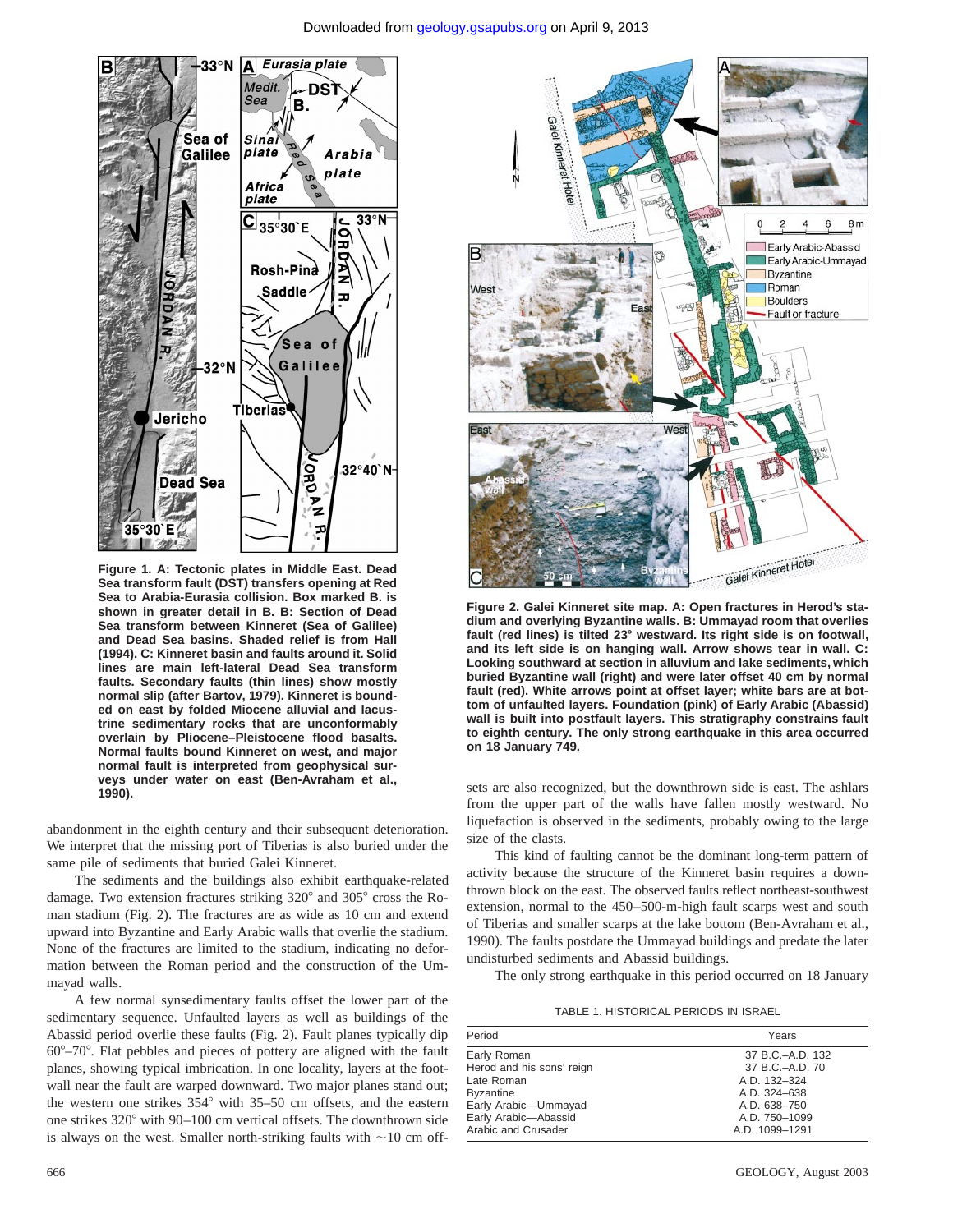Figure 1. A: Tectonic plates in Middle East. Dead Sea transform fault (DST) transfers opening at Red Sea to Arabia-Eurasia collision. Box marked B. is shown in greater detail in B. B: Section of Dead Sea transform between Kinneret (Sea of Galilee) and Dead Sea basins. Shaded relief is from Hall (1994). C: Kinneret basin and faults around it. Solid lines are main left-lateral Dead Sea transform faults. Secondary faults (thin lines) show mostly normal slip (after Bartov, 1979). Kinneret is bounded on east by folded Miocene alluvial and lacustrine sedimentary rocks that are unconformably overlain by Pliocene–Pleistocene flood basalts. Normal faults bound Kinneret on west, and major normal fault is interpreted from geophysical surveys under water on east (Ben-Avraham et al., 1990).

Figure 2. Galei Kinneret site map. A: Open fractures in Herod's stadium and overlying Byzantine walls. B: Ummayad room that overlies fault (red lines) is tilted 23° westward. Its right side is on footwall, and its left side is on hanging wall. Arrow shows tear in wall. C: Looking southward at section in alluvium and lake sediments, which buried Byzantine wall (right) and were later offset 40 cm by normal fault (red). White arrows point at offset layer; white bars are at bottom of unfaulted layers. Foundation (pink) of Early Arabic (Abassid) wall is built into postfault layers. This stratigraphy constrains fault to eighth century. The only strong earthquake in this area occurred on 18 January 749.

abandonment in the eighth century and their subsequent deterioration. We interpret that the missing port of Tiberias is also buried under the same pile of sediments that buried Galei Kinneret.

The sediments and the buildings also exhibit earthquake-related damage. Two extension fractures striking 320° and 305° cross the Roman stadium (Fig. 2). The fractures are as wide as 10 cm and extend upward into Byzantine and Early Arabic walls that overlie the stadium. None of the fractures are limited to the stadium, indicating no deformation between the Roman period and the construction of the Ummayad walls.

A few normal synsedimentary faults offset the lower part of the sedimentary sequence. Unfaulted layers as well as buildings of the Abassid period overlie these faults (Fig. 2). Fault planes typically dip 60°–70°. Flat pebbles and pieces of pottery are aligned with the fault planes, showing typical imbrication. In one locality, layers at the footwall near the fault are warped downward. Two major planes stand out; the western one strikes 354° with 35–50 cm offsets, and the eastern one strikes 320° with 90–100 cm vertical offsets. The downthrown side is always on the west. Smaller north-striking faults with ~10 cm offsets are also recognized, but the downthrown side is east. The ashlars from the upper part of the walls have fallen mostly westward. No liquefaction is observed in the sediments, probably owing to the large size of the clasts.

This kind of faulting cannot be the dominant long-term pattern of activity because the structure of the Kinneret basin requires a downthrown block on the east. The observed faults reflect northeast-southwest extension, normal to the 450–500-m-high fault scarps west and south of Tiberias and smaller scarps at the lake bottom (Ben-Avraham et al., 1990). The faults postdate the Ummayad buildings and predate the later undisturbed sediments and Abassid buildings.

The only strong earthquake in this period occurred on 18 January

TABLE 1. HISTORICAL PERIODS IN ISRAEL

| Period | Years |
|---|---|
| Early Roman | 37 B.C.–A.D. 132 |
| Herod and his sons' reign | 37 B.C.–A.D. 70 |
| Late Roman | A.D. 132–324 |
| Byzantine | A.D. 324–638 |
| Early Arabic—Ummayad | A.D. 638–750 |
| Early Arabic—Abassid | A.D. 750–1099 |
| Arabic and Crusader | A.D. 1099–1291 |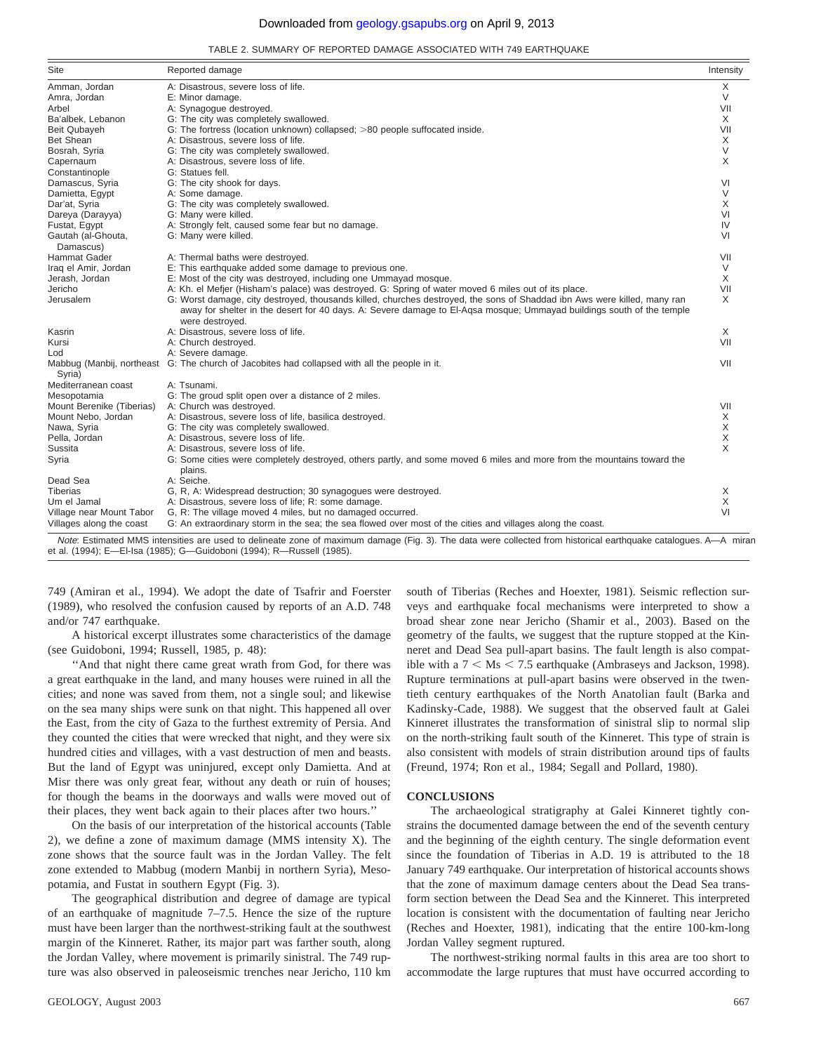TABLE 2. SUMMARY OF REPORTED DAMAGE ASSOCIATED WITH 749 EARTHQUAKE

| Site | Reported damage | Intensity |
|---|---|---|
| Amman, Jordan | A: Disastrous, severe loss of life. | X |
| Amra, Jordan | E: Minor damage. | V |
| Arbel | A: Synagogue destroyed. | VII |
| Ba'albek, Lebanon | G: The city was completely swallowed. | X |
| Beit Qubayeh | G: The fortress (location unknown) collapsed; >80 people suffocated inside. | VII |
| Bet Shean | A: Disastrous, severe loss of life. | X |
| Bosrah, Syria | G: The city was completely swallowed. | V |
| Capernaum | A: Disastrous, severe loss of life. | X |
| Constantinople | G: Statues fell. | |
| Damascus, Syria | G: The city shook for days. | VI |
| Damietta, Egypt | A: Some damage. | V |
| Dar'at, Syria | G: The city was completely swallowed. | X |
| Dareya (Darayya) | G: Many were killed. | VI |
| Fustat, Egypt | A: Strongly felt, caused some fear but no damage. | IV |
| Gautah (al-Ghouta, Damascus) | G: Many were killed. | VI |
| Hammat Gader | A: Thermal baths were destroyed. | VII |
| Iraq el Amir, Jordan | E: This earthquake added some damage to previous one. | V |
| Jerash, Jordan | E: Most of the city was destroyed, including one Ummayad mosque. | X |
| Jericho | A: Kh. el Mefjer (Hisham's palace) was destroyed. G: Spring of water moved 6 miles out of its place. | VII |
| Jerusalem | G: Worst damage, city destroyed, thousands killed, churches destroyed, the sons of Shaddad ibn Aws were killed, many ran away for shelter in the desert for 40 days. A: Severe damage to El-Aqsa mosque; Ummayad buildings south of the temple were destroyed. | X |
| Kasrin | A: Disastrous, severe loss of life. | X |
| Kursi | A: Church destroyed. | VII |
| Lod | A: Severe damage. | |
| Mabbug (Manbij, northeast Syria) | G: The church of Jacobites had collapsed with all the people in it. | VII |
| Mediterranean coast | A: Tsunami. | |
| Mesopotamia | G: The groud split open over a distance of 2 miles. | |
| Mount Berenike (Tiberias) | A: Church was destroyed. | VII |
| Mount Nebo, Jordan | A: Disastrous, severe loss of life, basilica destroyed. | X |
| Nawa, Syria | G: The city was completely swallowed. | X |
| Pella, Jordan | A: Disastrous, severe loss of life. | X |
| Sussita | A: Disastrous, severe loss of life. | X |
| Syria | G: Some cities were completely destroyed, others partly, and some moved 6 miles and more from the mountains toward the plains. | |
| Dead Sea | A: Seiche. | |
| Tiberias | G, R, A: Widespread destruction; 30 synagogues were destroyed. | X |
| Um el Jamal | A: Disastrous, severe loss of life; R: some damage. | X |
| Village near Mount Tabor | G, R: The village moved 4 miles, but no damaged occurred. | VI |
| Villages along the coast | G: An extraordinary storm in the sea; the sea flowed over most of the cities and villages along the coast. | |

*Note*: Estimated MMS intensities are used to delineate zone of maximum damage (Fig. 3). The data were collected from historical earthquake catalogues. A—Amiran et al. (1994); E—El-Isa (1985); G—Guidoboni (1994); R—Russell (1985).

749 (Amiran et al., 1994). We adopt the date of Tsafrir and Foerster (1989), who resolved the confusion caused by reports of an A.D. 748 and/or 747 earthquake.

A historical excerpt illustrates some characteristics of the damage (see Guidoboni, 1994; Russell, 1985, p. 48):

''And that night there came great wrath from God, for there was a great earthquake in the land, and many houses were ruined in all the cities; and none was saved from them, not a single soul; and likewise on the sea many ships were sunk on that night. This happened all over the East, from the city of Gaza to the furthest extremity of Persia. And they counted the cities that were wrecked that night, and they were six hundred cities and villages, with a vast destruction of men and beasts. But the land of Egypt was uninjured, except only Damietta. And at Misr there was only great fear, without any death or ruin of houses; for though the beams in the doorways and walls were moved out of their places, they went back again to their places after two hours.''

On the basis of our interpretation of the historical accounts (Table 2), we define a zone of maximum damage (MMS intensity X). The zone shows that the source fault was in the Jordan Valley. The felt zone extended to Mabbug (modern Manbij in northern Syria), Mesopotamia, and Fustat in southern Egypt (Fig. 3).

The geographical distribution and degree of damage are typical of an earthquake of magnitude 7–7.5. Hence the size of the rupture must have been larger than the northwest-striking fault at the southwest margin of the Kinneret. Rather, its major part was farther south, along the Jordan Valley, where movement is primarily sinistral. The 749 rupture was also observed in paleoseismic trenches near Jericho, 110 km south of Tiberias (Reches and Hoexter, 1981). Seismic reflection surveys and earthquake focal mechanisms were interpreted to show a broad shear zone near Jericho (Shamir et al., 2003). Based on the geometry of the faults, we suggest that the rupture stopped at the Kinneret and Dead Sea pull-apart basins. The fault length is also compatible with a $7 < Ms < 7.5$ earthquake (Ambraseys and Jackson, 1998). Rupture terminations at pull-apart basins were observed in the twentieth century earthquakes of the North Anatolian fault (Barka and Kadinsky-Cade, 1988). We suggest that the observed fault at Galei Kinneret illustrates the transformation of sinistral slip to normal slip on the north-striking fault south of the Kinneret. This type of strain is also consistent with models of strain distribution around tips of faults (Freund, 1974; Ron et al., 1984; Segall and Pollard, 1980).

## CONCLUSIONS

The archaeological stratigraphy at Galei Kinneret tightly constrains the documented damage between the end of the seventh century and the beginning of the eighth century. The single deformation event since the foundation of Tiberias in A.D. 19 is attributed to the 18 January 749 earthquake. Our interpretation of historical accounts shows that the zone of maximum damage centers about the Dead Sea transform section between the Dead Sea and the Kinneret. This interpreted location is consistent with the documentation of faulting near Jericho (Reches and Hoexter, 1981), indicating that the entire 100-km-long Jordan Valley segment ruptured.

The northwest-striking normal faults in this area are too short to accommodate the large ruptures that must have occurred according to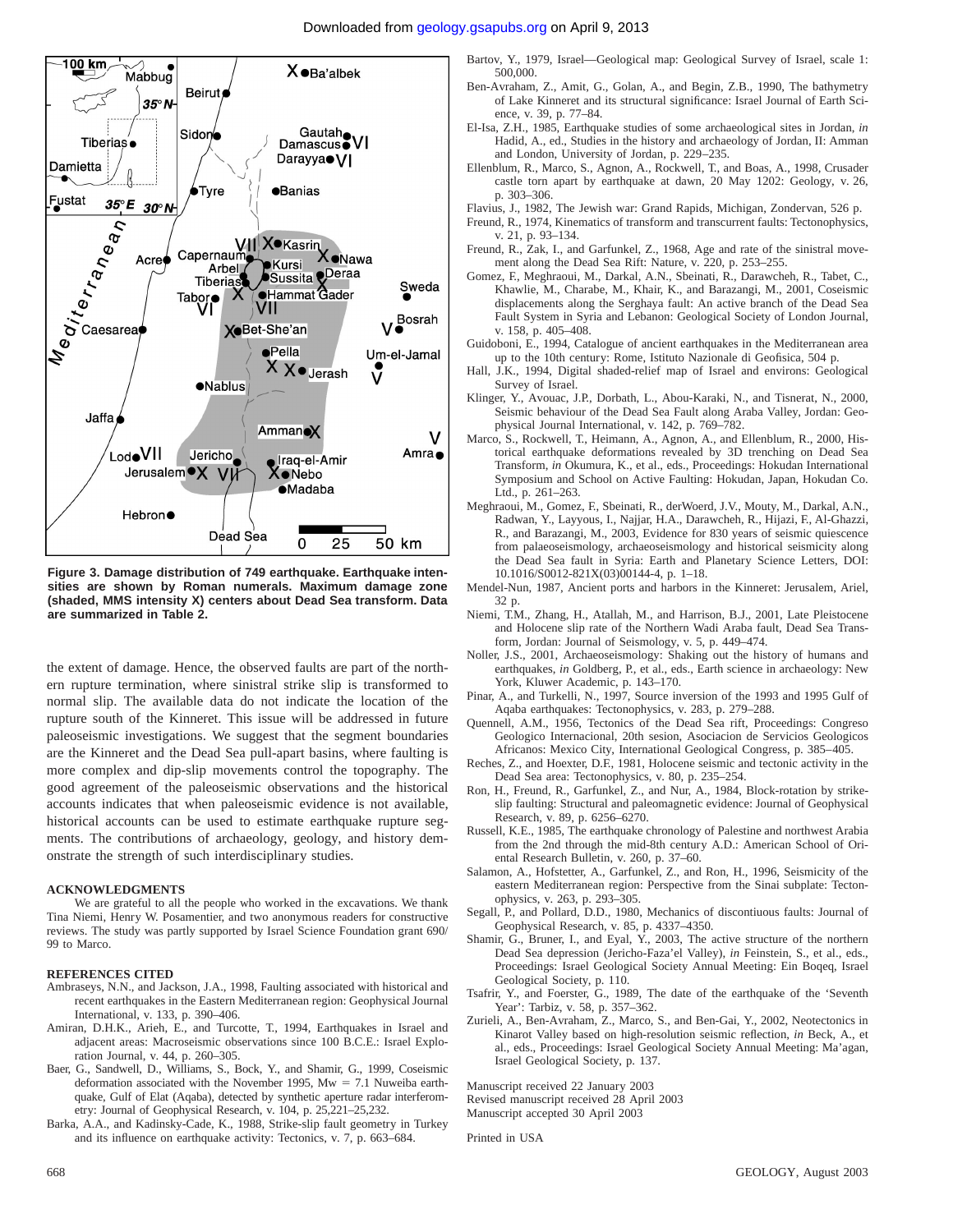100 km
Mabbug
Ba'albek
Beirut
35° N
Tiberias
Sidon
Gautah
Damascus VI
Darayya VI
Damietta
Fustat
35° E 30° N
Tyre
Banias
Mediterranean
Acre
VII X Kasrin
Capernaum
Arbel
Tiberias
Kursi
Sussita
X Nawa
Deraa
Tabor VI
X
Hammat Gader
VII
Sweda
Caesarea
X Bet-She'an
V Bosrah
Pella
Um-el-Jamal
X X Jerash
V
Nablus
Jaffa
Amman X
V
Amra
Lod VII
Jericho
Jerusalem X VII
Iraq-el-Amir
X Nebo
Madaba
Hebron
Dead Sea
0 25 50 km

**Figure 3. Damage distribution of 749 earthquake. Earthquake intensities are shown by Roman numerals. Maximum damage zone (shaded, MMS intensity X) centers about Dead Sea transform. Data are summarized in Table 2.**

the extent of damage. Hence, the observed faults are part of the northern rupture termination, where sinistral strike slip is transformed to normal slip. The available data do not indicate the location of the rupture south of the Kinneret. This issue will be addressed in future paleoseismic investigations. We suggest that the segment boundaries are the Kinneret and the Dead Sea pull-apart basins, where faulting is more complex and dip-slip movements control the topography. The good agreement of the paleoseismic observations and the historical accounts indicates that when paleoseismic evidence is not available, historical accounts can be used to estimate earthquake rupture segments. The contributions of archaeology, geology, and history demonstrate the strength of such interdisciplinary studies.

## ACKNOWLEDGMENTS

We are grateful to all the people who worked in the excavations. We thank Tina Niemi, Henry W. Posamentier, and two anonymous readers for constructive reviews. The study was partly supported by Israel Science Foundation grant 690/99 to Marco.

## REFERENCES CITED

Ambraseys, N.N., and Jackson, J.A., 1998, Faulting associated with historical and recent earthquakes in the Eastern Mediterranean region: Geophysical Journal International, v. 133, p. 390–406.

Amiran, D.H.K., Arieh, E., and Turcotte, T., 1994, Earthquakes in Israel and adjacent areas: Macroseismic observations since 100 B.C.E.: Israel Exploration Journal, v. 44, p. 260–305.

Baer, G., Sandwell, D., Williams, S., Bock, Y., and Shamir, G., 1999, Coseismic deformation associated with the November 1995, Mw = 7.1 Nuweiba earthquake, Gulf of Elat (Aqaba), detected by synthetic aperture radar interferometry: Journal of Geophysical Research, v. 104, p. 25,221–25,232.

Barka, A.A., and Kadinsky-Cade, K., 1988, Strike-slip fault geometry in Turkey and its influence on earthquake activity: Tectonics, v. 7, p. 663–684.

Bartov, Y., 1979, Israel—Geological map: Geological Survey of Israel, scale 1: 500,000.

Ben-Avraham, Z., Amit, G., Golan, A., and Begin, Z.B., 1990, The bathymetry of Lake Kinneret and its structural significance: Israel Journal of Earth Science, v. 39, p. 77–84.

El-Isa, Z.H., 1985, Earthquake studies of some archaeological sites in Jordan, *in* Hadid, A., ed., Studies in the history and archaeology of Jordan, II: Amman and London, University of Jordan, p. 229–235.

Ellenblum, R., Marco, S., Agnon, A., Rockwell, T., and Boas, A., 1998, Crusader castle torn apart by earthquake at dawn, 20 May 1202: Geology, v. 26, p. 303–306.

Flavius, J., 1982, The Jewish war: Grand Rapids, Michigan, Zondervan, 526 p.

Freund, R., 1974, Kinematics of transform and transcurrent faults: Tectonophysics, v. 21, p. 93–134.

Freund, R., Zak, I., and Garfunkel, Z., 1968, Age and rate of the sinistral movement along the Dead Sea Rift: Nature, v. 220, p. 253–255.

Gomez, F., Meghraoui, M., Darkal, A.N., Sbeinati, R., Darawcheh, R., Tabet, C., Khawlie, M., Charabe, M., Khair, K., and Barazangi, M., 2001, Coseismic displacements along the Serghaya fault: An active branch of the Dead Sea Fault System in Syria and Lebanon: Geological Society of London Journal, v. 158, p. 405–408.

Guidoboni, E., 1994, Catalogue of ancient earthquakes in the Mediterranean area up to the 10th century: Rome, Istituto Nazionale di Geofisica, 504 p.

Hall, J.K., 1994, Digital shaded-relief map of Israel and environs: Geological Survey of Israel.

Klinger, Y., Avouac, J.P., Dorbath, L., Abou-Karaki, N., and Tisnerat, N., 2000, Seismic behaviour of the Dead Sea Fault along Araba Valley, Jordan: Geophysical Journal International, v. 142, p. 769–782.

Marco, S., Rockwell, T., Agnon, A., and Ellenblum, R., 2000, Historical earthquake deformations revealed by 3D trenching on Dead Sea Transform, *in* Okumura, K., et al., eds., Proceedings: Hokudan International Symposium and School on Active Faulting: Hokudan, Japan, Hokudan Co. Ltd., p. 261–263.

Meghraoui, M., Gomez, F., Sbeinati, R., derWoerd, J.V., Mouty, M., Darkal, A.N., Radwan, Y., Layyous, I., Najjar, H.A., Darawcheh, R., Hijazi, F., Al-Ghazzi, R., and Barazangi, M., 2003, Evidence for 830 years of seismic quiescence from palaeoseismology, archaeoseismology and historical seismicity along the Dead Sea fault in Syria: Earth and Planetary Science Letters, DOI: 10.1016/S0012-821X(03)00144-4, p. 1–18.

Mendel-Nun, 1987, Ancient ports and harbors in the Kinneret: Jerusalem, Ariel, 32 p.

Niemi, T.M., Zhang, H., Atallah, M., and Harrison, B.J., 2001, Late Pleistocene and Holocene slip rate of the Northern Wadi Araba fault, Dead Sea Transform, Jordan: Journal of Seismology, v. 5, p. 449–474.

Noller, J.S., 2001, Archaeoseismology: Shaking out the history of humans and earthquakes, *in* Goldberg, P., et al., eds., Earth science in archaeology: New York, Kluwer Academic, p. 143–170.

Pinar, A., and Turkelli, N., 1997, Source inversion of the 1993 and 1995 Gulf of Aqaba earthquakes: Tectonophysics, v. 283, p. 279–288.

Quennell, A.M., 1956, Tectonics of the Dead Sea rift, Proceedings: Congreso Geologico Internacional, 20th sesion, Asociacion de Servicios Geologicos Africanos: Mexico City, International Geological Congress, p. 385–405.

Reches, Z., and Hoexter, D.F., 1981, Holocene seismic and tectonic activity in the Dead Sea area: Tectonophysics, v. 80, p. 235–254.

Ron, H., Freund, R., Garfunkel, Z., and Nur, A., 1984, Block-rotation by strike-slip faulting: Structural and paleomagnetic evidence: Journal of Geophysical Research, v. 89, p. 6256–6270.

Russell, K.E., 1985, The earthquake chronology of Palestine and northwest Arabia from the 2nd through the mid-8th century A.D.: American School of Oriental Research Bulletin, v. 260, p. 37–60.

Salamon, A., Hofstetter, A., Garfunkel, Z., and Ron, H., 1996, Seismicity of the eastern Mediterranean region: Perspective from the Sinai subplate: Tectonophysics, v. 263, p. 293–305.

Segall, P., and Pollard, D.D., 1980, Mechanics of discontiuous faults: Journal of Geophysical Research, v. 85, p. 4337–4350.

Shamir, G., Bruner, I., and Eyal, Y., 2003, The active structure of the northern Dead Sea depression (Jericho-Faza'el Valley), *in* Feinstein, S., et al., eds., Proceedings: Israel Geological Society Annual Meeting: Ein Boqeq, Israel Geological Society, p. 110.

Tsafrir, Y., and Foerster, G., 1989, The date of the earthquake of the 'Seventh Year': Tarbiz, v. 58, p. 357–362.

Zurieli, A., Ben-Avraham, Z., Marco, S., and Ben-Gai, Y., 2002, Neotectonics in Kinarot Valley based on high-resolution seismic reflection, *in* Beck, A., et al., eds., Proceedings: Israel Geological Society Annual Meeting: Ma'agan, Israel Geological Society, p. 137.

Manuscript received 22 January 2003
Revised manuscript received 28 April 2003
Manuscript accepted 30 April 2003

Printed in USA